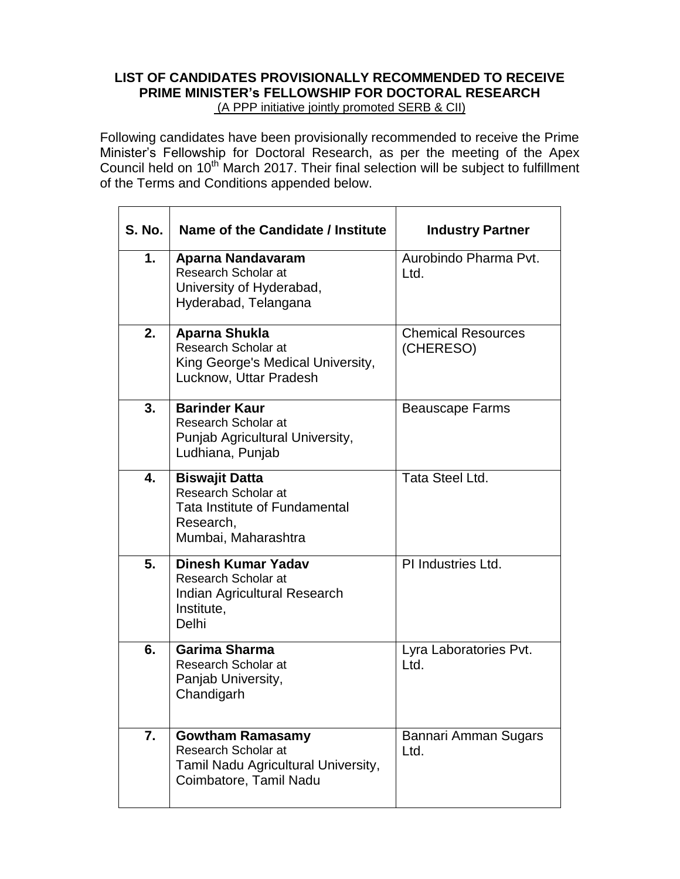**LIST OF CANDIDATES PROVISIONALLY RECOMMENDED TO RECEIVE PRIME MINISTER's FELLOWSHIP FOR DOCTORAL RESEARCH**

(A PPP initiative jointly promoted SERB & CII)

Following candidates have been provisionally recommended to receive the Prime Minister's Fellowship for Doctoral Research, as per the meeting of the Apex Council held on 10th March 2017. Their final selection will be subject to fulfillment of the Terms and Conditions appended below.

| S. No. | Name of the Candidate / Institute | Industry Partner |
|---|---|---|
| 1. | **Aparna Nandavaram**<br>Research Scholar at<br>University of Hyderabad,<br>Hyderabad, Telangana | Aurobindo Pharma Pvt. Ltd. |
| 2. | **Aparna Shukla**<br>Research Scholar at<br>King George's Medical University,<br>Lucknow, Uttar Pradesh | Chemical Resources (CHERESO) |
| 3. | **Barinder Kaur**<br>Research Scholar at<br>Punjab Agricultural University,<br>Ludhiana, Punjab | Beauscape Farms |
| 4. | **Biswajit Datta**<br>Research Scholar at<br>Tata Institute of Fundamental Research,<br>Mumbai, Maharashtra | Tata Steel Ltd. |
| 5. | **Dinesh Kumar Yadav**<br>Research Scholar at<br>Indian Agricultural Research Institute,<br>Delhi | PI Industries Ltd. |
| 6. | **Garima Sharma**<br>Research Scholar at<br>Panjab University,<br>Chandigarh | Lyra Laboratories Pvt. Ltd. |
| 7. | **Gowtham Ramasamy**<br>Research Scholar at<br>Tamil Nadu Agricultural University,<br>Coimbatore, Tamil Nadu | Bannari Amman Sugars Ltd. |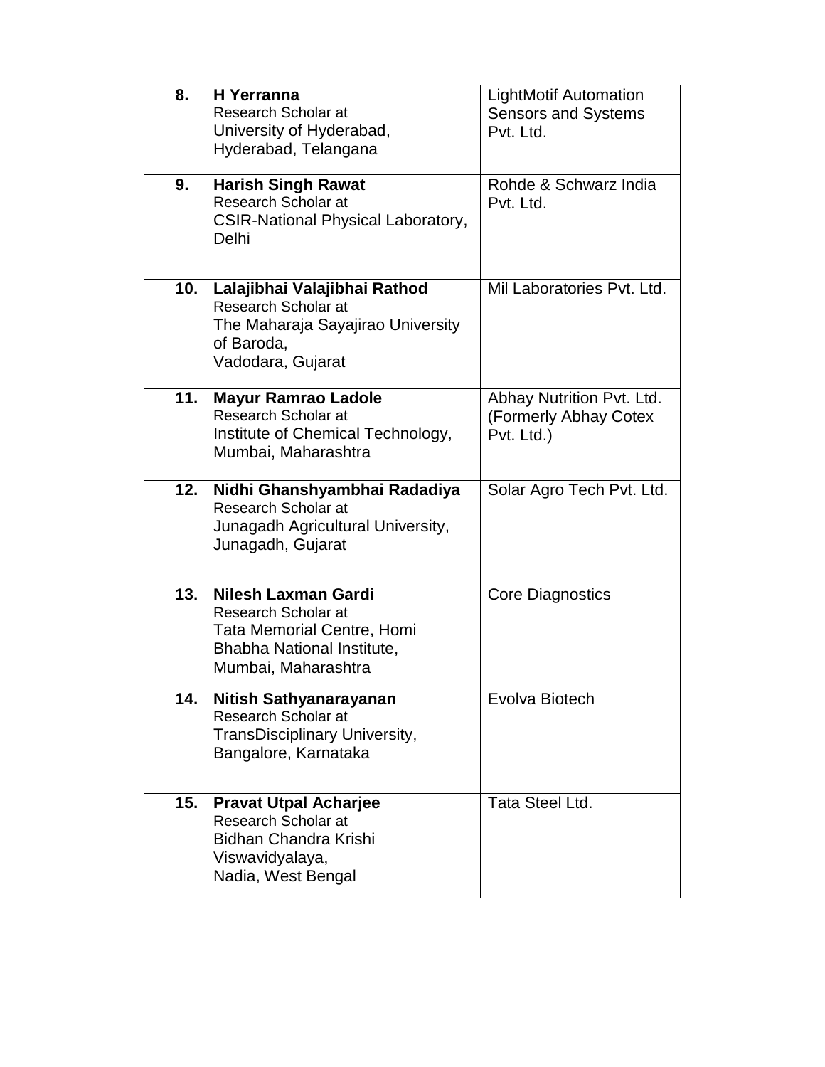| | | |
|---|---|---|
| **8.** | **H Yerranna**<br>Research Scholar at<br>University of Hyderabad,<br>Hyderabad, Telangana | LightMotif Automation Sensors and Systems Pvt. Ltd. |
| **9.** | **Harish Singh Rawat**<br>Research Scholar at<br>CSIR-National Physical Laboratory, Delhi | Rohde & Schwarz India Pvt. Ltd. |
| **10.** | **Lalajibhai Valajibhai Rathod**<br>Research Scholar at<br>The Maharaja Sayajirao University of Baroda,<br>Vadodara, Gujarat | Mil Laboratories Pvt. Ltd. |
| **11.** | **Mayur Ramrao Ladole**<br>Research Scholar at<br>Institute of Chemical Technology,<br>Mumbai, Maharashtra | Abhay Nutrition Pvt. Ltd. (Formerly Abhay Cotex Pvt. Ltd.) |
| **12.** | **Nidhi Ghanshyambhai Radadiya**<br>Research Scholar at<br>Junagadh Agricultural University,<br>Junagadh, Gujarat | Solar Agro Tech Pvt. Ltd. |
| **13.** | **Nilesh Laxman Gardi**<br>Research Scholar at<br>Tata Memorial Centre, Homi Bhabha National Institute,<br>Mumbai, Maharashtra | Core Diagnostics |
| **14.** | **Nitish Sathyanarayanan**<br>Research Scholar at<br>TransDisciplinary University,<br>Bangalore, Karnataka | Evolva Biotech |
| **15.** | **Pravat Utpal Acharjee**<br>Research Scholar at<br>Bidhan Chandra Krishi Viswavidyalaya,<br>Nadia, West Bengal | Tata Steel Ltd. |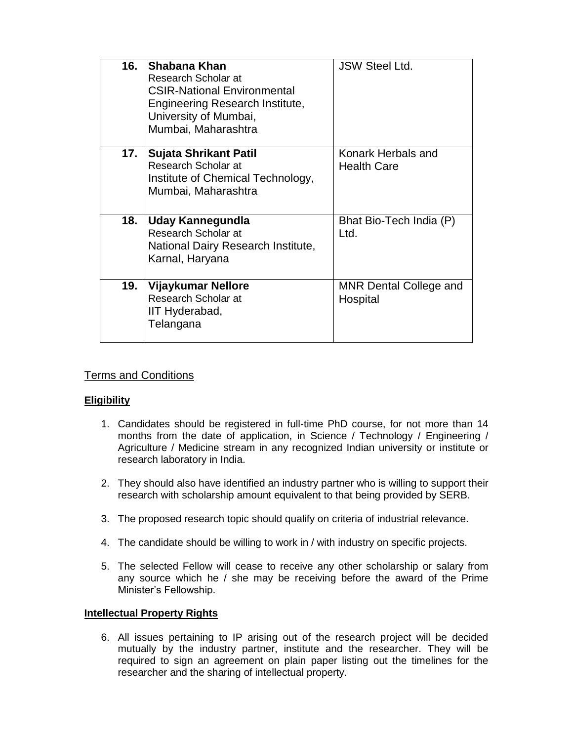| | | |
|---|---|---|
| **16.** | **Shabana Khan**<br>Research Scholar at<br>CSIR-National Environmental Engineering Research Institute, University of Mumbai,<br>Mumbai, Maharashtra | JSW Steel Ltd. |
| **17.** | **Sujata Shrikant Patil**<br>Research Scholar at<br>Institute of Chemical Technology, Mumbai, Maharashtra | Konark Herbals and Health Care |
| **18.** | **Uday Kannegundla**<br>Research Scholar at<br>National Dairy Research Institute, Karnal, Haryana | Bhat Bio-Tech India (P) Ltd. |
| **19.** | **Vijaykumar Nellore**<br>Research Scholar at<br>IIT Hyderabad,<br>Telangana | MNR Dental College and Hospital |

## Terms and Conditions

**Eligibility**

1. Candidates should be registered in full-time PhD course, for not more than 14 months from the date of application, in Science / Technology / Engineering / Agriculture / Medicine stream in any recognized Indian university or institute or research laboratory in India.

2. They should also have identified an industry partner who is willing to support their research with scholarship amount equivalent to that being provided by SERB.

3. The proposed research topic should qualify on criteria of industrial relevance.

4. The candidate should be willing to work in / with industry on specific projects.

5. The selected Fellow will cease to receive any other scholarship or salary from any source which he / she may be receiving before the award of the Prime Minister's Fellowship.

**Intellectual Property Rights**

6. All issues pertaining to IP arising out of the research project will be decided mutually by the industry partner, institute and the researcher. They will be required to sign an agreement on plain paper listing out the timelines for the researcher and the sharing of intellectual property.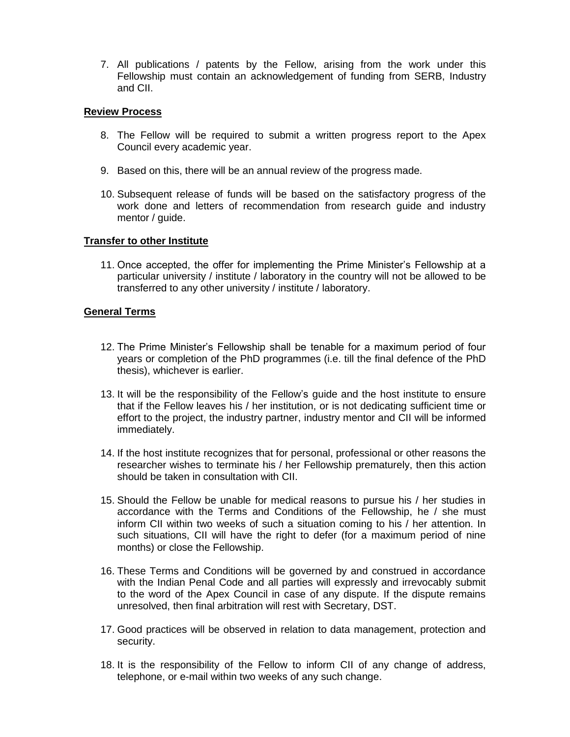7. All publications / patents by the Fellow, arising from the work under this Fellowship must contain an acknowledgement of funding from SERB, Industry and CII.

**Review Process**

8. The Fellow will be required to submit a written progress report to the Apex Council every academic year.

9. Based on this, there will be an annual review of the progress made.

10. Subsequent release of funds will be based on the satisfactory progress of the work done and letters of recommendation from research guide and industry mentor / guide.

**Transfer to other Institute**

11. Once accepted, the offer for implementing the Prime Minister's Fellowship at a particular university / institute / laboratory in the country will not be allowed to be transferred to any other university / institute / laboratory.

**General Terms**

12. The Prime Minister's Fellowship shall be tenable for a maximum period of four years or completion of the PhD programmes (i.e. till the final defence of the PhD thesis), whichever is earlier.

13. It will be the responsibility of the Fellow's guide and the host institute to ensure that if the Fellow leaves his / her institution, or is not dedicating sufficient time or effort to the project, the industry partner, industry mentor and CII will be informed immediately.

14. If the host institute recognizes that for personal, professional or other reasons the researcher wishes to terminate his / her Fellowship prematurely, then this action should be taken in consultation with CII.

15. Should the Fellow be unable for medical reasons to pursue his / her studies in accordance with the Terms and Conditions of the Fellowship, he / she must inform CII within two weeks of such a situation coming to his / her attention. In such situations, CII will have the right to defer (for a maximum period of nine months) or close the Fellowship.

16. These Terms and Conditions will be governed by and construed in accordance with the Indian Penal Code and all parties will expressly and irrevocably submit to the word of the Apex Council in case of any dispute. If the dispute remains unresolved, then final arbitration will rest with Secretary, DST.

17. Good practices will be observed in relation to data management, protection and security.

18. It is the responsibility of the Fellow to inform CII of any change of address, telephone, or e-mail within two weeks of any such change.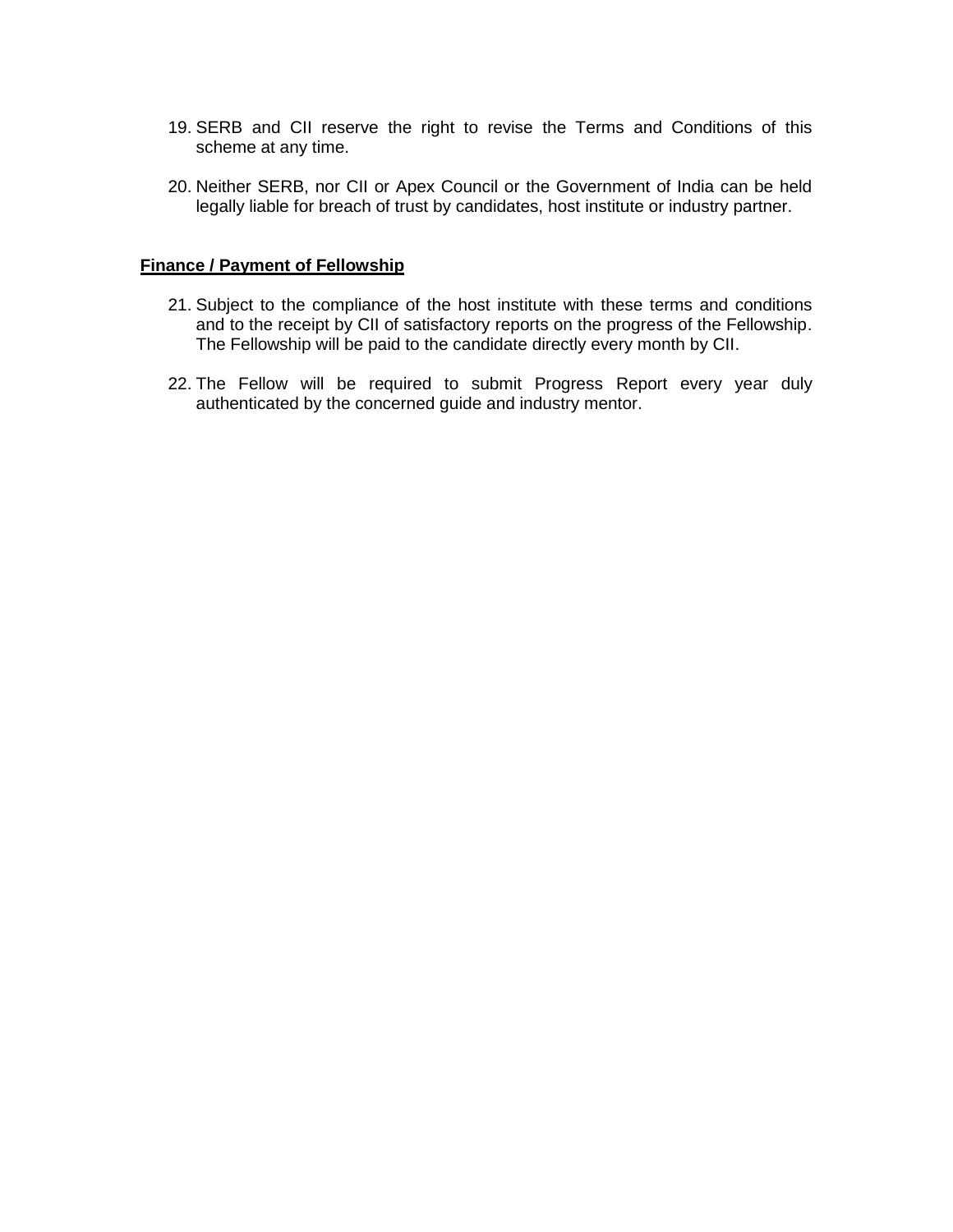19. SERB and CII reserve the right to revise the Terms and Conditions of this scheme at any time.

20. Neither SERB, nor CII or Apex Council or the Government of India can be held legally liable for breach of trust by candidates, host institute or industry partner.

**Finance / Payment of Fellowship**

21. Subject to the compliance of the host institute with these terms and conditions and to the receipt by CII of satisfactory reports on the progress of the Fellowship. The Fellowship will be paid to the candidate directly every month by CII.

22. The Fellow will be required to submit Progress Report every year duly authenticated by the concerned guide and industry mentor.